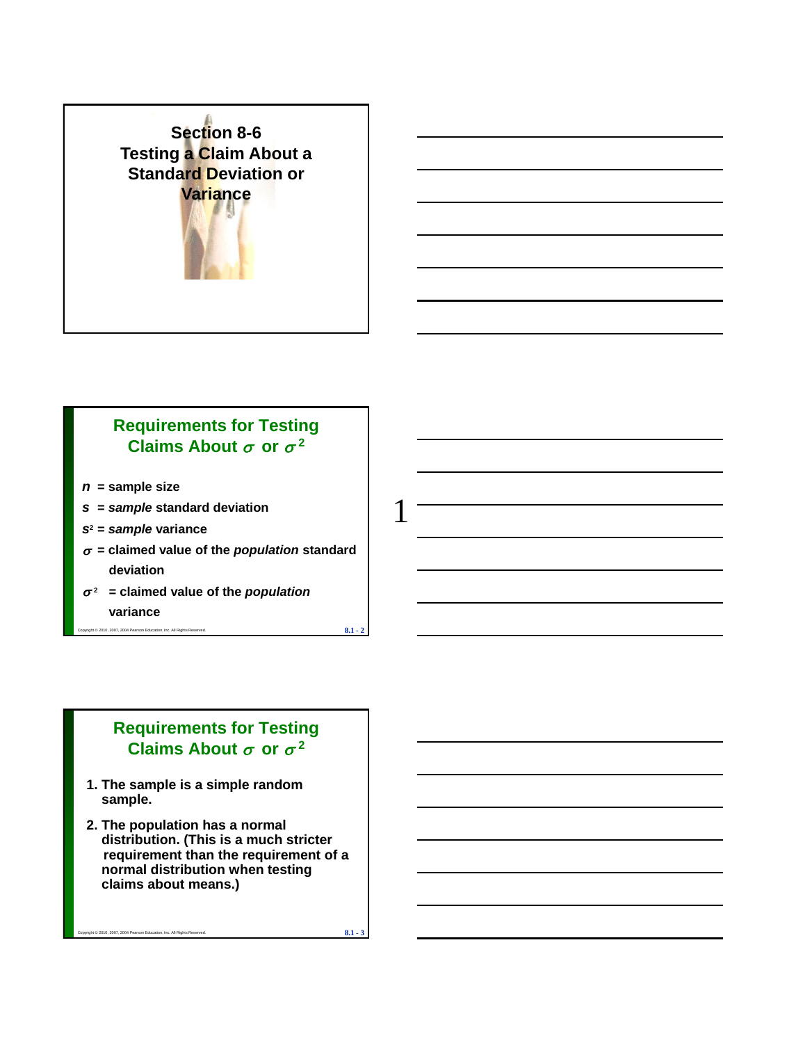# Section 8-6 Testing a Claim About a Standard Deviation or Variance

## Requirements for Testing Claims About $\sigma$ or $\sigma^2$

$n$ = sample size

$s$ = *sample* standard deviation

$s^2$ = *sample* variance

$\sigma$ = claimed value of the *population* standard deviation

$\sigma^2$ = claimed value of the *population* variance

## Requirements for Testing Claims About $\sigma$ or $\sigma^2$

1. The sample is a simple random sample.
2. The population has a normal distribution. (This is a much stricter requirement than the requirement of a normal distribution when testing claims about means.)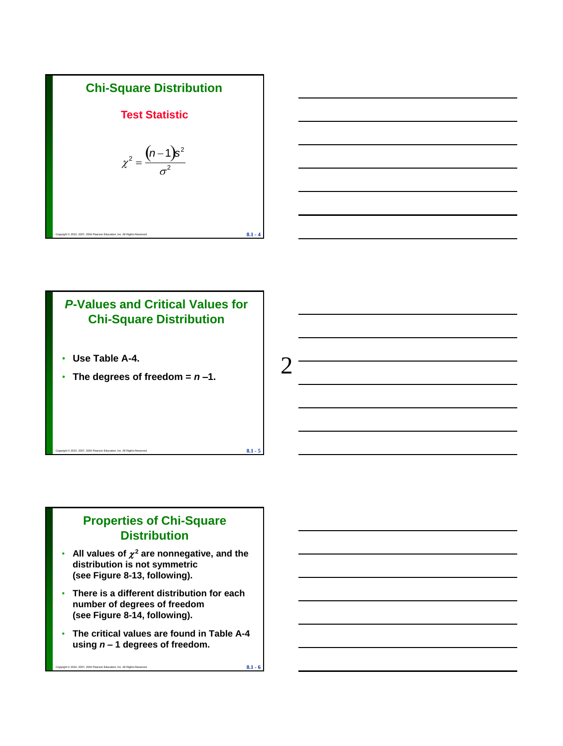## Chi-Square Distribution

### Test Statistic

$$\chi^2 = \frac{(n-1)s^2}{\sigma^2}$$

## *P*-Values and Critical Values for Chi-Square Distribution

- **Use Table A-4.**
- **The degrees of freedom = *n* –1.**

## Properties of Chi-Square Distribution

- **All values of $\chi^2$ are nonnegative, and the distribution is not symmetric (see Figure 8-13, following).**
- **There is a different distribution for each number of degrees of freedom (see Figure 8-14, following).**
- **The critical values are found in Table A-4 using *n* – 1 degrees of freedom.**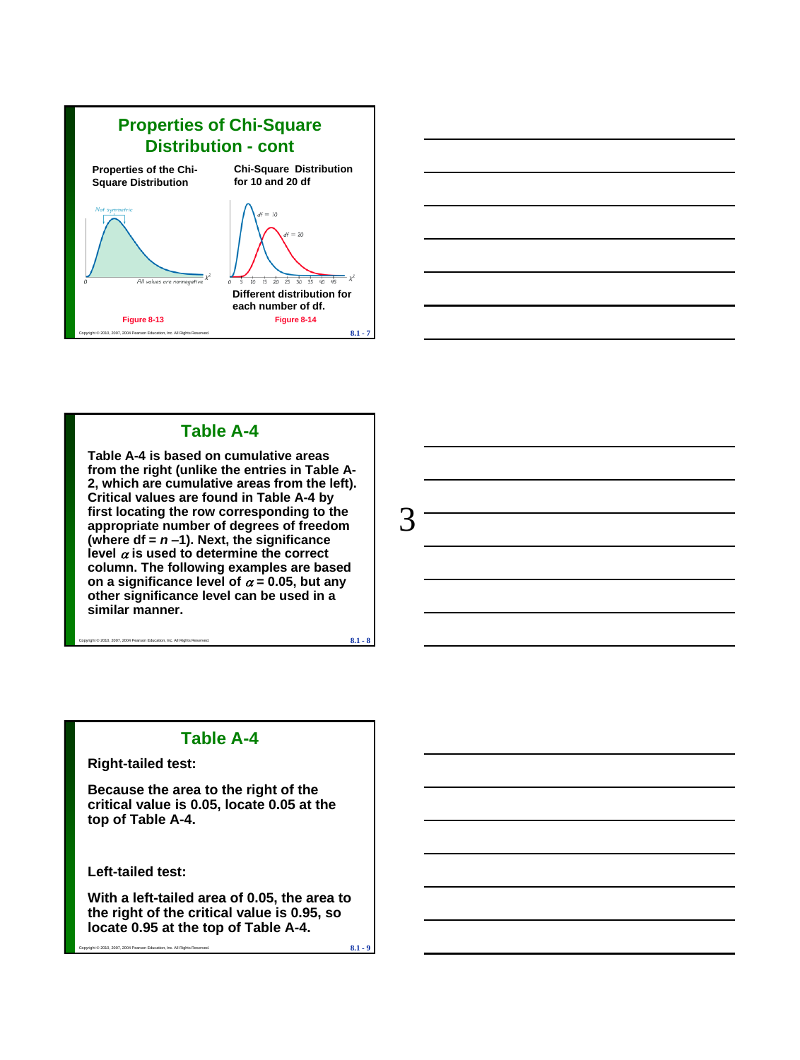## Properties of Chi-Square Distribution - cont

**Properties of the Chi-Square Distribution**

Not symmetric

All values are nonnegative

Figure 8-13

**Chi-Square Distribution for 10 and 20 df**

$df = 10$

$df = 20$

**Different distribution for each number of df.**

Figure 8-14

## Table A-4

**Table A-4 is based on cumulative areas from the right (unlike the entries in Table A-2, which are cumulative areas from the left). Critical values are found in Table A-4 by first locating the row corresponding to the appropriate number of degrees of freedom (where df = $n$ –1). Next, the significance level $\alpha$ is used to determine the correct column. The following examples are based on a significance level of $\alpha$ = 0.05, but any other significance level can be used in a similar manner.**

## Table A-4

**Right-tailed test:**

**Because the area to the right of the critical value is 0.05, locate 0.05 at the top of Table A-4.**

**Left-tailed test:**

**With a left-tailed area of 0.05, the area to the right of the critical value is 0.95, so locate 0.95 at the top of Table A-4.**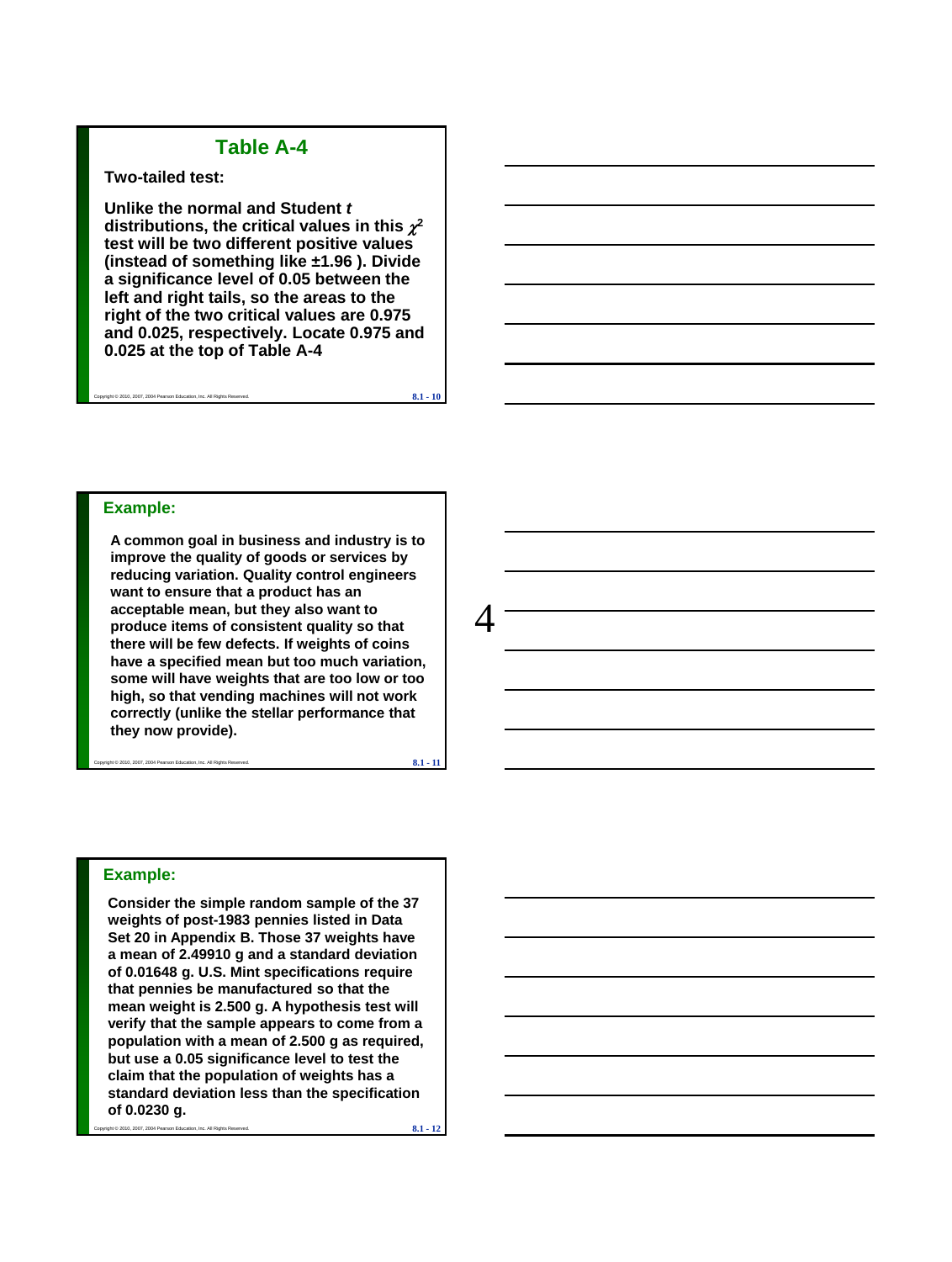## Table A-4

**Two-tailed test:**

**Unlike the normal and Student *t* distributions, the critical values in this $\chi^2$ test will be two different positive values (instead of something like ±1.96 ). Divide a significance level of 0.05 between the left and right tails, so the areas to the right of the two critical values are 0.975 and 0.025, respectively. Locate 0.975 and 0.025 at the top of Table A-4**

## Example:

**A common goal in business and industry is to improve the quality of goods or services by reducing variation. Quality control engineers want to ensure that a product has an acceptable mean, but they also want to produce items of consistent quality so that there will be few defects. If weights of coins have a specified mean but too much variation, some will have weights that are too low or too high, so that vending machines will not work correctly (unlike the stellar performance that they now provide).**

## Example:

**Consider the simple random sample of the 37 weights of post-1983 pennies listed in Data Set 20 in Appendix B. Those 37 weights have a mean of 2.49910 g and a standard deviation of 0.01648 g. U.S. Mint specifications require that pennies be manufactured so that the mean weight is 2.500 g. A hypothesis test will verify that the sample appears to come from a population with a mean of 2.500 g as required, but use a 0.05 significance level to test the claim that the population of weights has a standard deviation less than the specification of 0.0230 g.**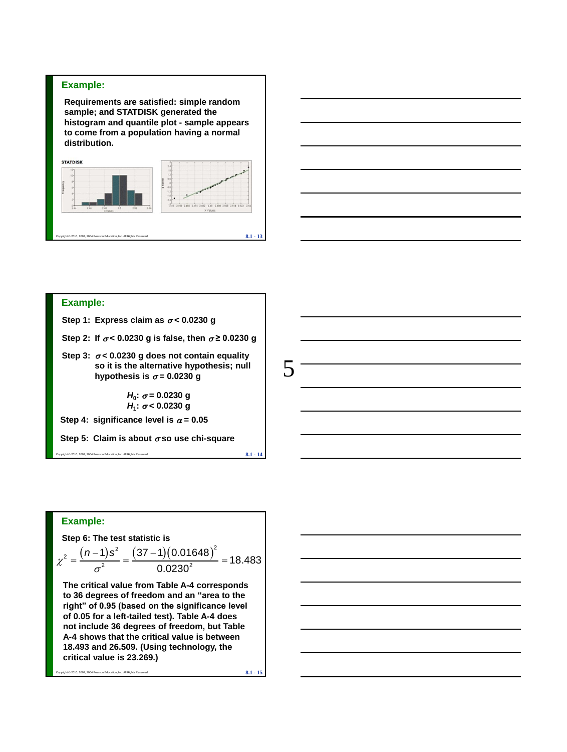## Example:

Requirements are satisfied: simple random sample; and STATDISK generated the histogram and quantile plot - sample appears to come from a population having a normal distribution.

## Example:

Step 1: Express claim as $\sigma < 0.0230$ g

Step 2: If $\sigma < 0.0230$ g is false, then $\sigma \geq 0.0230$ g

Step 3: $\sigma < 0.0230$ g does not contain equality so it is the alternative hypothesis; null hypothesis is $\sigma = 0.0230$ g

$H_0$: $\sigma = 0.0230$ g
$H_1$: $\sigma < 0.0230$ g

Step 4: significance level is $\alpha = 0.05$

Step 5: Claim is about $\sigma$ so use chi-square

## Example:

Step 6: The test statistic is

$$\chi^2 = \frac{(n-1)s^2}{\sigma^2} = \frac{(37-1)(0.01648)^2}{0.0230^2} = 18.483$$

The critical value from Table A-4 corresponds to 36 degrees of freedom and an "area to the right" of 0.95 (based on the significance level of 0.05 for a left-tailed test). Table A-4 does not include 36 degrees of freedom, but Table A-4 shows that the critical value is between 18.493 and 26.509. (Using technology, the critical value is 23.269.)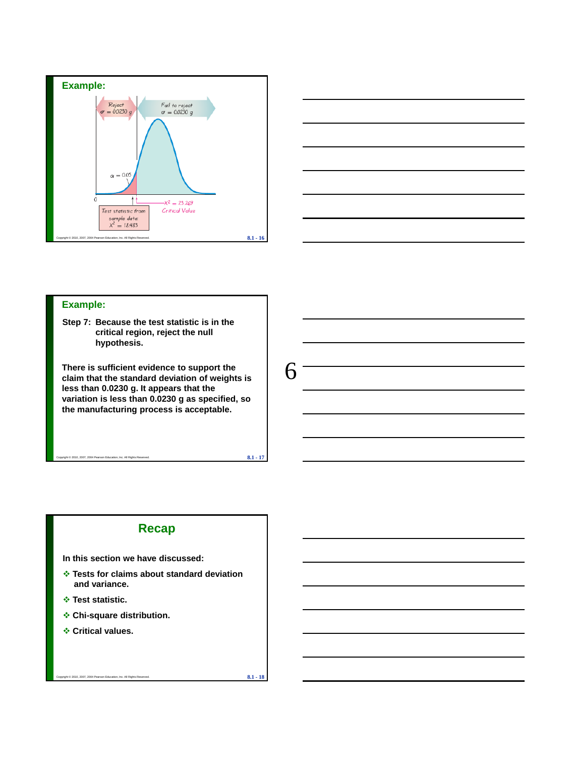## Example:

Reject $\sigma = 0.0230$ g

Fail to reject $\sigma = 0.0230$ g

$\alpha = 0.05$

0

$\chi^2 = 23.269$ Critical Value

Test statistic from sample data: $\chi^2 = 18.483$

## Example:

**Step 7: Because the test statistic is in the critical region, reject the null hypothesis.**

**There is sufficient evidence to support the claim that the standard deviation of weights is less than 0.0230 g. It appears that the variation is less than 0.0230 g as specified, so the manufacturing process is acceptable.**

## Recap

**In this section we have discussed:**

- **Tests for claims about standard deviation and variance.**
- **Test statistic.**
- **Chi-square distribution.**
- **Critical values.**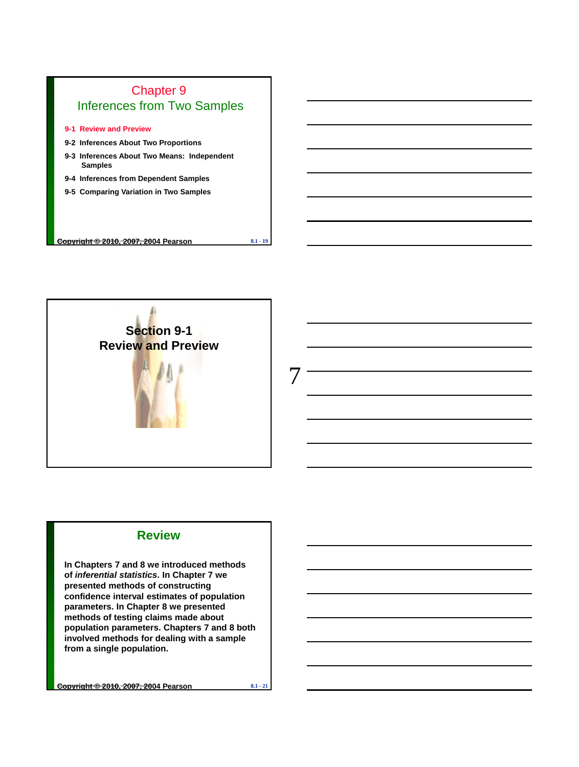# Chapter 9
## Inferences from Two Samples

9-1 Review and Preview

9-2 Inferences About Two Proportions

9-3 Inferences About Two Means: Independent Samples

9-4 Inferences from Dependent Samples

9-5 Comparing Variation in Two Samples

Copyright © 2010, 2007, 2004 Pearson

## Section 9-1
## Review and Preview

## Review

In Chapters 7 and 8 we introduced methods of *inferential statistics*. In Chapter 7 we presented methods of constructing confidence interval estimates of population parameters. In Chapter 8 we presented methods of testing claims made about population parameters. Chapters 7 and 8 both involved methods for dealing with a sample from a single population.

Copyright © 2010, 2007, 2004 Pearson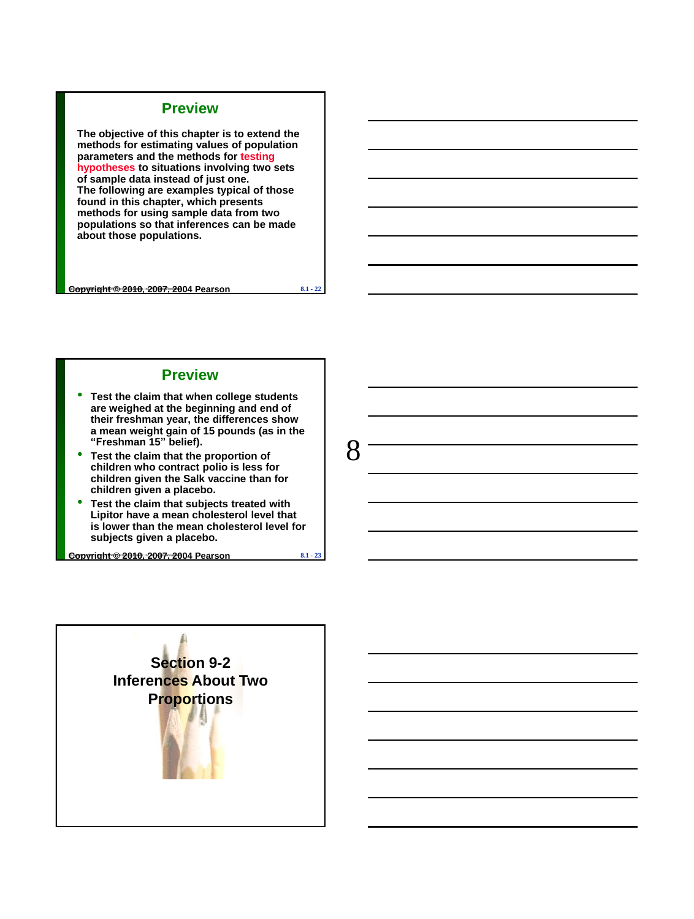## Preview

The objective of this chapter is to extend the methods for estimating values of population parameters and the methods for testing hypotheses to situations involving two sets of sample data instead of just one.
The following are examples typical of those found in this chapter, which presents methods for using sample data from two populations so that inferences can be made about those populations.

## Preview

- Test the claim that when college students are weighed at the beginning and end of their freshman year, the differences show a mean weight gain of 15 pounds (as in the "Freshman 15" belief).
- Test the claim that the proportion of children who contract polio is less for children given the Salk vaccine than for children given a placebo.
- Test the claim that subjects treated with Lipitor have a mean cholesterol level that is lower than the mean cholesterol level for subjects given a placebo.

## Section 9-2 Inferences About Two Proportions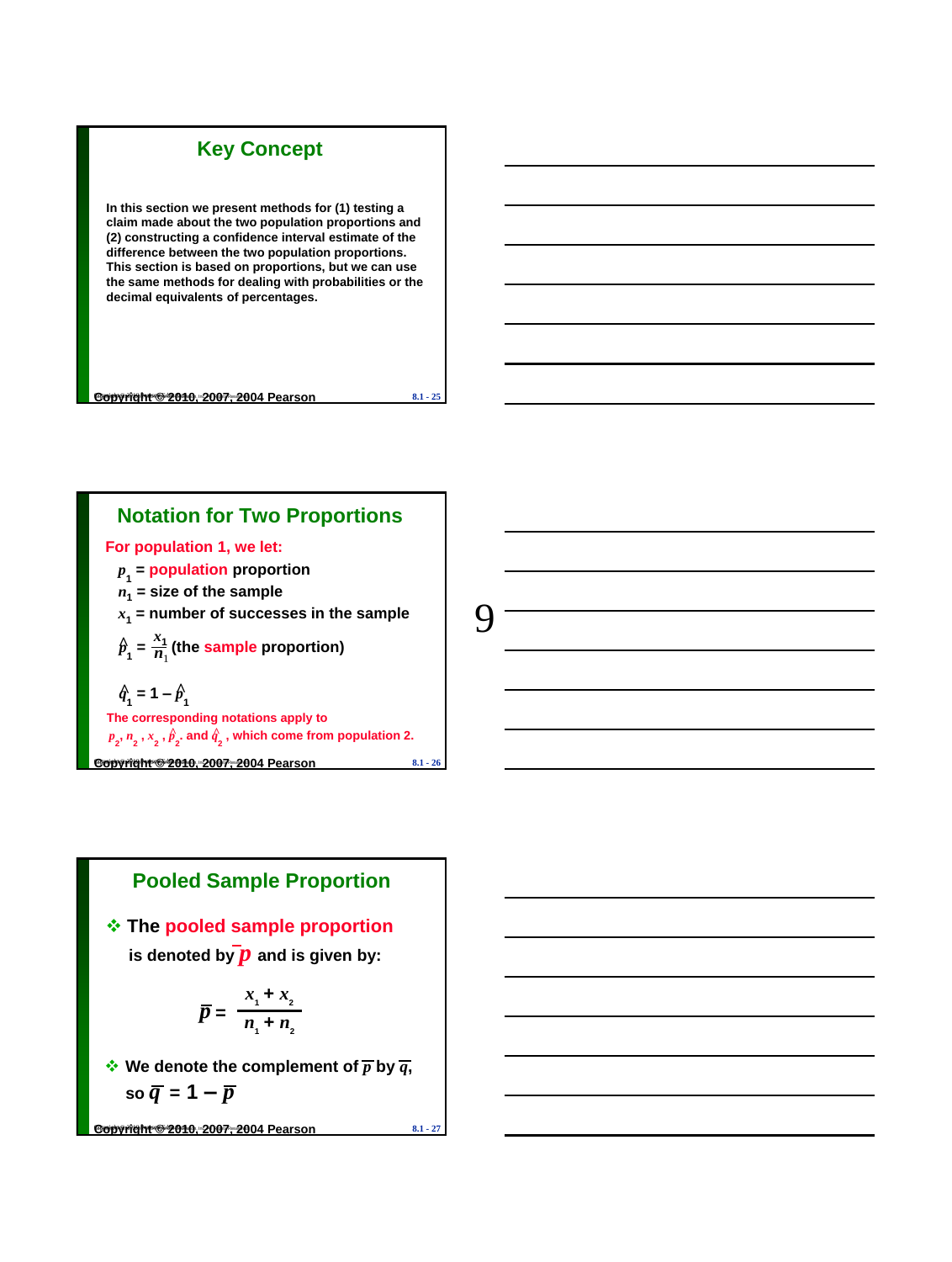## Key Concept

In this section we present methods for (1) testing a claim made about the two population proportions and (2) constructing a confidence interval estimate of the difference between the two population proportions. This section is based on proportions, but we can use the same methods for dealing with probabilities or the decimal equivalents of percentages.

## Notation for Two Proportions

For population 1, we let:

$p_1$ = population proportion

$n_1$ = size of the sample

$x_1$ = number of successes in the sample

$\hat{p}_1 = \frac{x_1}{n_1}$ (the sample proportion)

$\hat{q}_1 = 1 - \hat{p}_1$

The corresponding notations apply to $p_2, n_2, x_2, \hat{p}_2$, and $\hat{q}_2$, which come from population 2.

## Pooled Sample Proportion

- The pooled sample proportion is denoted by $\bar{p}$ and is given by:

$$\bar{p} = \frac{x_1 + x_2}{n_1 + n_2}$$

- We denote the complement of $\bar{p}$ by $\bar{q}$, so $\bar{q} = 1 - \bar{p}$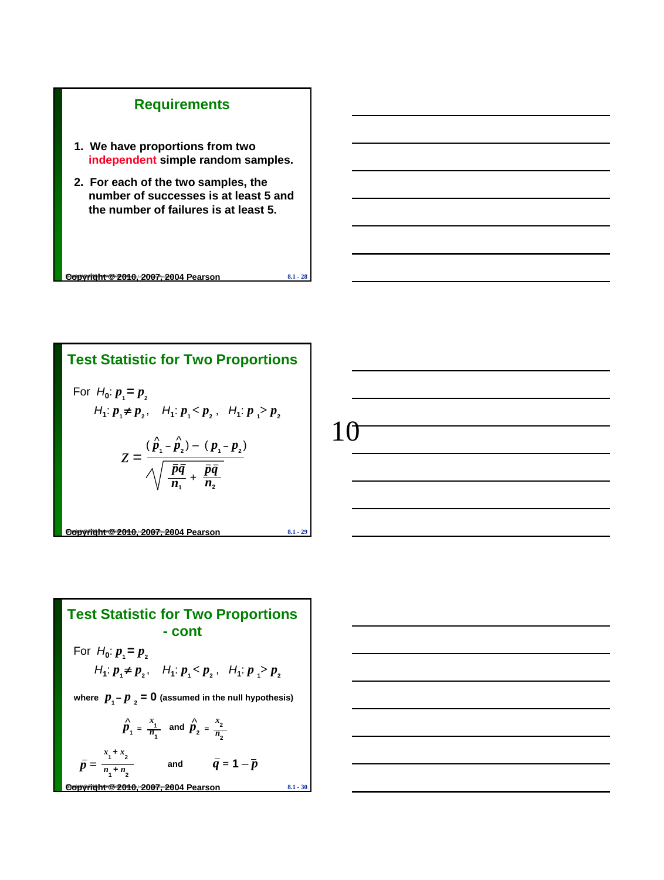## Requirements

1. We have proportions from two independent simple random samples.
2. For each of the two samples, the number of successes is at least 5 and the number of failures is at least 5.

## Test Statistic for Two Proportions

For $H_0: p_1 = p_2$

$H_1: p_1 \neq p_2$, $H_1: p_1 < p_2$, $H_1: p_1 > p_2$

$$z = \frac{(\hat{p}_1 - \hat{p}_2) - (p_1 - p_2)}{\sqrt{\dfrac{\bar{p}\bar{q}}{n_1} + \dfrac{\bar{p}\bar{q}}{n_2}}}$$

## Test Statistic for Two Proportions - cont

For $H_0: p_1 = p_2$

$H_1: p_1 \neq p_2$, $H_1: p_1 < p_2$, $H_1: p_1 > p_2$

where $p_1 - p_2 = 0$ (assumed in the null hypothesis)

$$\hat{p}_1 = \frac{x_1}{n_1} \quad \text{and} \quad \hat{p}_2 = \frac{x_2}{n_2}$$

$$\bar{p} = \frac{x_1 + x_2}{n_1 + n_2} \quad \text{and} \quad \bar{q} = 1 - \bar{p}$$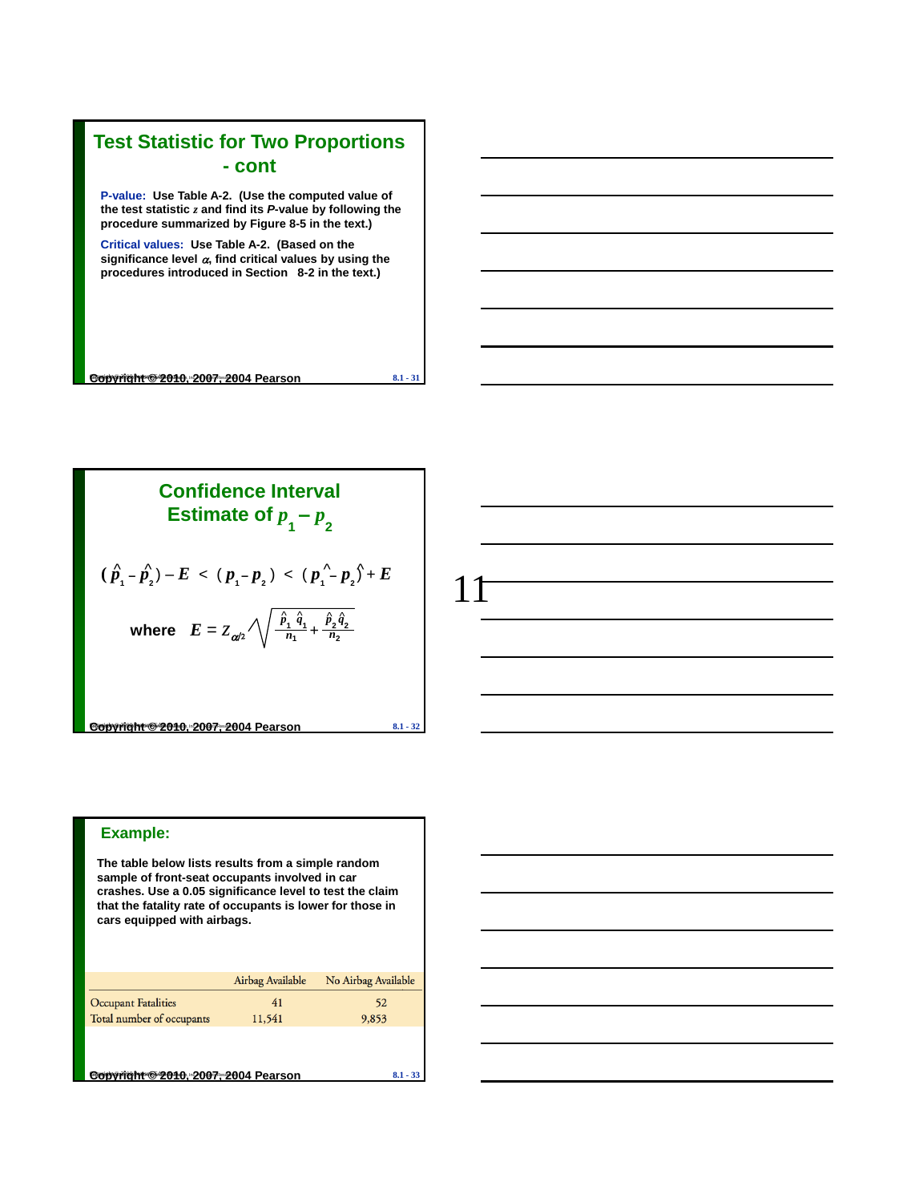## Test Statistic for Two Proportions - cont

**P-value:** Use Table A-2. (Use the computed value of the test statistic $z$ and find its *P*-value by following the procedure summarized by Figure 8-5 in the text.)

**Critical values:** Use Table A-2. (Based on the significance level $\alpha$, find critical values by using the procedures introduced in Section 8-2 in the text.)

## Confidence Interval Estimate of $p_1 - p_2$

$$(\hat{p}_1 - \hat{p}_2) - E < (p_1 - p_2) < (\hat{p}_1 - \hat{p}_2) + E$$

where $E = z_{\alpha/2}\sqrt{\dfrac{\hat{p}_1\hat{q}_1}{n_1} + \dfrac{\hat{p}_2\hat{q}_2}{n_2}}$

## Example:

The table below lists results from a simple random sample of front-seat occupants involved in car crashes. Use a 0.05 significance level to test the claim that the fatality rate of occupants is lower for those in cars equipped with airbags.

| | Airbag Available | No Airbag Available |
|---|---|---|
| Occupant Fatalities | 41 | 52 |
| Total number of occupants | 11,541 | 9,853 |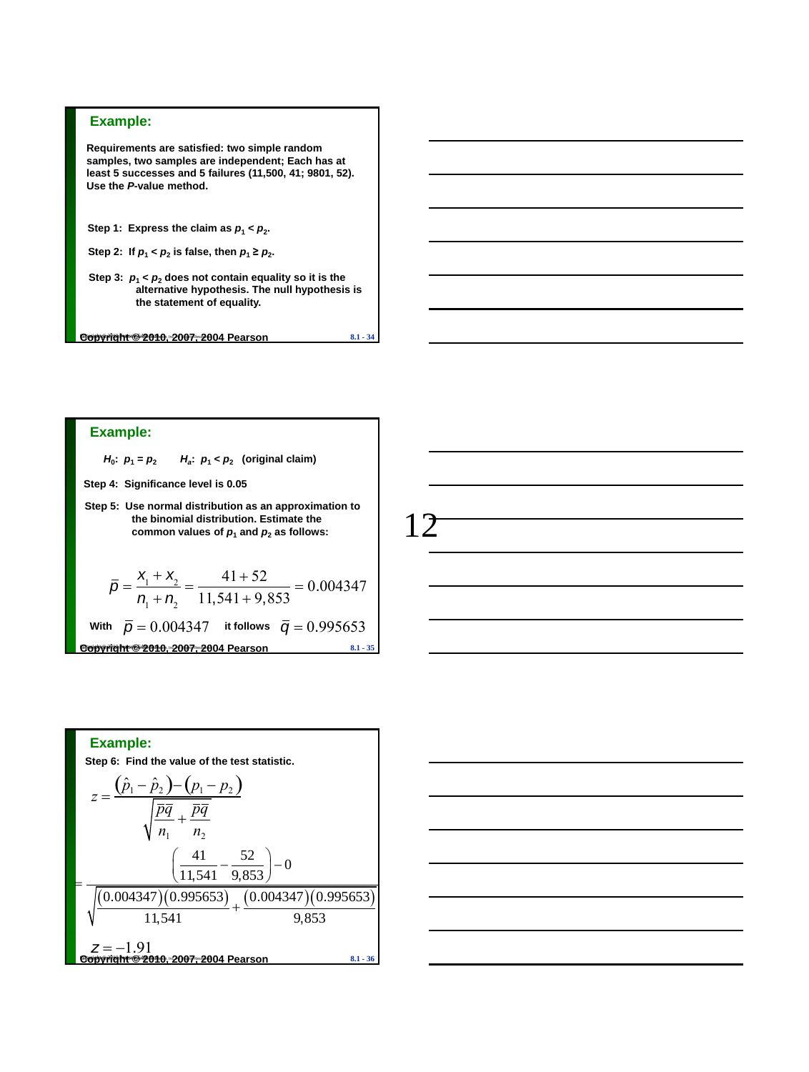## Example:

**Requirements are satisfied: two simple random samples, two samples are independent; Each has at least 5 successes and 5 failures (11,500, 41; 9801, 52). Use the *P*-value method.**

**Step 1: Express the claim as $p_1 < p_2$.**

**Step 2: If $p_1 < p_2$ is false, then $p_1 \geq p_2$.**

**Step 3: $p_1 < p_2$ does not contain equality so it is the alternative hypothesis. The null hypothesis is the statement of equality.**

## Example:

$H_0$: $p_1 = p_2$ $H_a$: $p_1 < p_2$ **(original claim)**

**Step 4: Significance level is 0.05**

**Step 5: Use normal distribution as an approximation to the binomial distribution. Estimate the common values of $p_1$ and $p_2$ as follows:**

$$\bar{p} = \frac{x_1 + x_2}{n_1 + n_2} = \frac{41 + 52}{11{,}541 + 9{,}853} = 0.004347$$

**With** $\bar{p} = 0.004347$ **it follows** $\bar{q} = 0.995653$

## Example:

**Step 6: Find the value of the test statistic.**

$$z = \frac{(\hat{p}_1 - \hat{p}_2) - (p_1 - p_2)}{\sqrt{\frac{\bar{p}\bar{q}}{n_1} + \frac{\bar{p}\bar{q}}{n_2}}}$$

$$= \frac{\left(\frac{41}{11{,}541} - \frac{52}{9{,}853}\right) - 0}{\sqrt{\frac{(0.004347)(0.995653)}{11{,}541} + \frac{(0.004347)(0.995653)}{9{,}853}}}$$

$$z = -1.91$$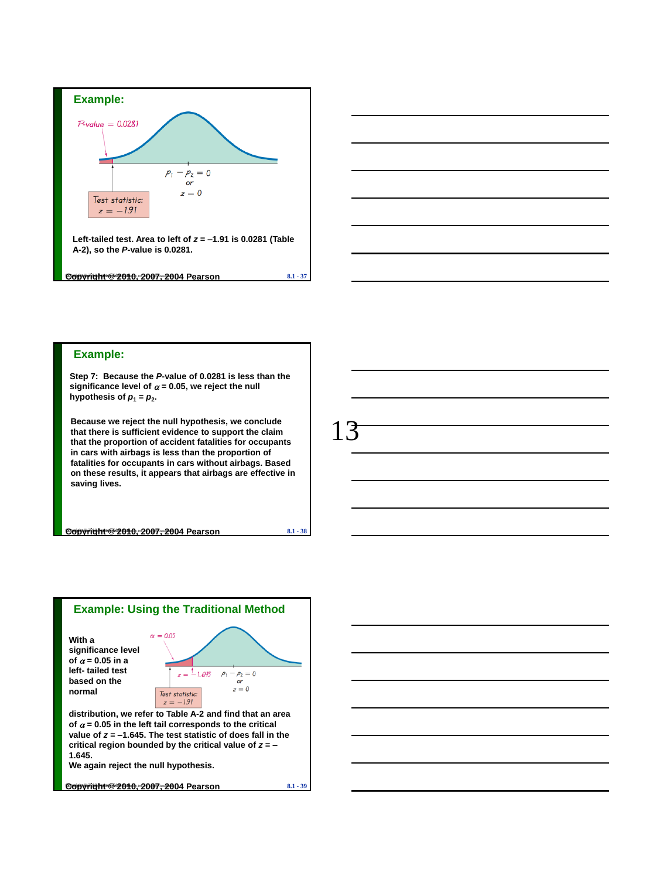## Example:

P-value = 0.0281

Test statistic: $z = -1.91$

$p_1 - p_2 = 0$
or
$z = 0$

Left-tailed test. Area to left of $z = -1.91$ is 0.0281 (Table A-2), so the *P*-value is 0.0281.

## Example:

Step 7: Because the *P*-value of 0.0281 is less than the significance level of $\alpha = 0.05$, we reject the null hypothesis of $p_1 = p_2$.

Because we reject the null hypothesis, we conclude that there is sufficient evidence to support the claim that the proportion of accident fatalities for occupants in cars with airbags is less than the proportion of fatalities for occupants in cars without airbags. Based on these results, it appears that airbags are effective in saving lives.

## Example: Using the Traditional Method

$\alpha = 0.05$

$z = -1.645$

$p_1 - p_2 = 0$
or
$z = 0$

Test statistic: $z = -1.91$

With a significance level of $\alpha = 0.05$ in a left- tailed test based on the normal distribution, we refer to Table A-2 and find that an area of $\alpha = 0.05$ in the left tail corresponds to the critical value of $z = -1.645$. The test statistic of does fall in the critical region bounded by the critical value of $z = -1.645$.

We again reject the null hypothesis.